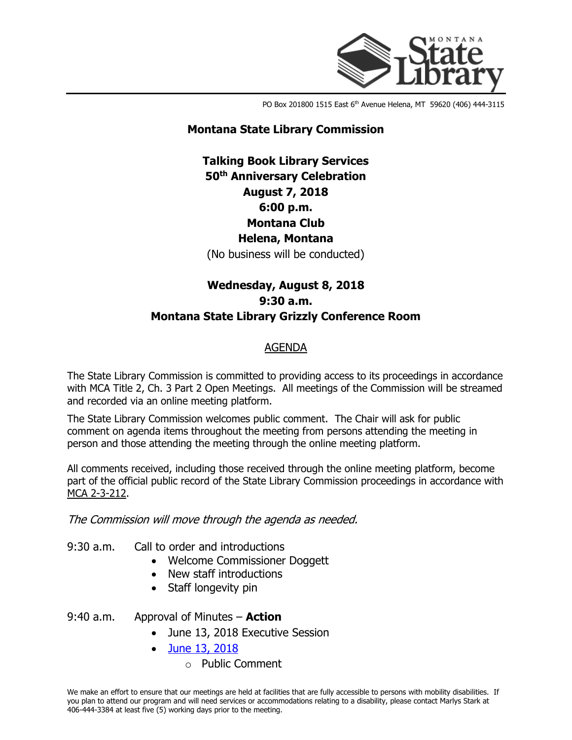PO Box 201800 1515 East 6th Avenue Helena, MT 59620 (406) 444-3115

# Montana State Library Commission

## Talking Book Library Services
## 50th Anniversary Celebration
## August 7, 2018
## 6:00 p.m.
## Montana Club
## Helena, Montana

(No business will be conducted)

## Wednesday, August 8, 2018
## 9:30 a.m.
## Montana State Library Grizzly Conference Room

## AGENDA

The State Library Commission is committed to providing access to its proceedings in accordance with MCA Title 2, Ch. 3 Part 2 Open Meetings. All meetings of the Commission will be streamed and recorded via an online meeting platform.

The State Library Commission welcomes public comment. The Chair will ask for public comment on agenda items throughout the meeting from persons attending the meeting in person and those attending the meeting through the online meeting platform.

All comments received, including those received through the online meeting platform, become part of the official public record of the State Library Commission proceedings in accordance with MCA 2-3-212.

*The Commission will move through the agenda as needed.*

9:30 a.m. Call to order and introductions

- Welcome Commissioner Doggett
- New staff introductions
- Staff longevity pin

9:40 a.m. Approval of Minutes – **Action**

- June 13, 2018 Executive Session
- June 13, 2018
  - Public Comment

We make an effort to ensure that our meetings are held at facilities that are fully accessible to persons with mobility disabilities. If you plan to attend our program and will need services or accommodations relating to a disability, please contact Marlys Stark at 406-444-3384 at least five (5) working days prior to the meeting.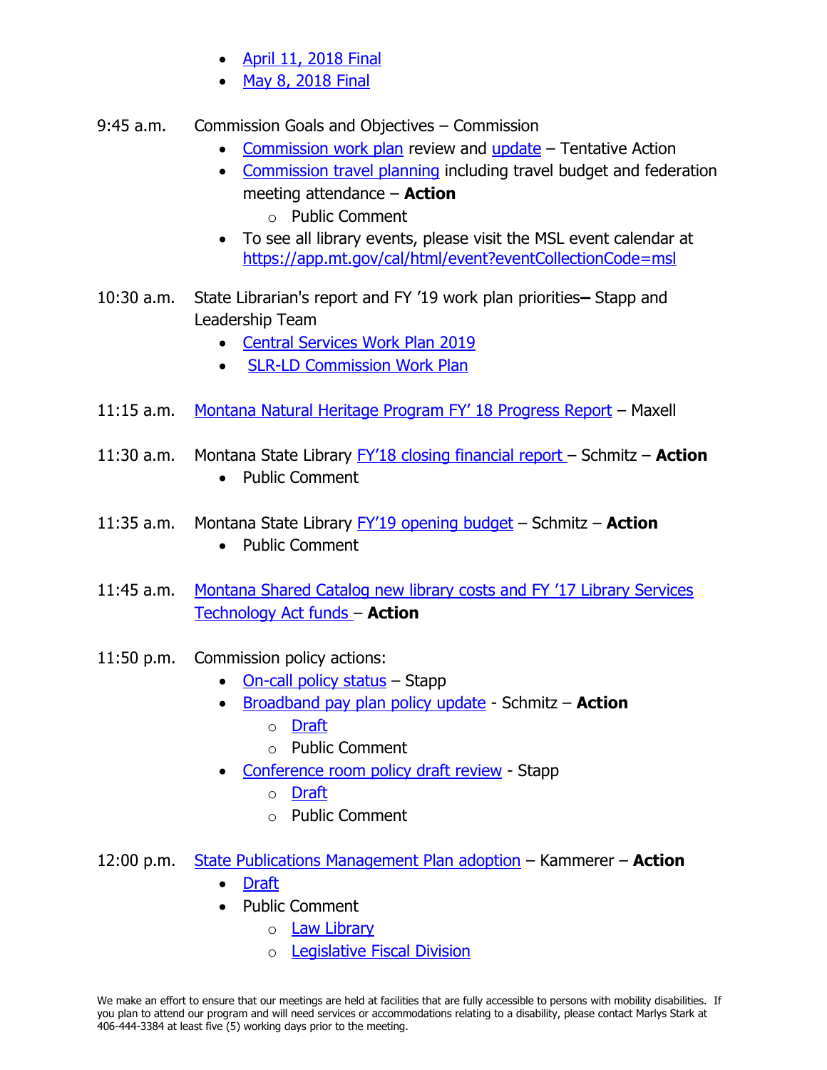- April 11, 2018 Final
- May 8, 2018 Final

9:45 a.m. Commission Goals and Objectives – Commission

- Commission work plan review and update – Tentative Action
- Commission travel planning including travel budget and federation meeting attendance – **Action**
  - Public Comment
- To see all library events, please visit the MSL event calendar at https://app.mt.gov/cal/html/event?eventCollectionCode=msl

10:30 a.m. State Librarian's report and FY '19 work plan priorities**–** Stapp and Leadership Team

- Central Services Work Plan 2019
- SLR-LD Commission Work Plan

11:15 a.m. Montana Natural Heritage Program FY' 18 Progress Report – Maxell

11:30 a.m. Montana State Library FY'18 closing financial report – Schmitz – **Action**

- Public Comment

11:35 a.m. Montana State Library FY'19 opening budget – Schmitz – **Action**

- Public Comment

11:45 a.m. Montana Shared Catalog new library costs and FY '17 Library Services Technology Act funds – **Action**

11:50 p.m. Commission policy actions:

- On-call policy status – Stapp
- Broadband pay plan policy update - Schmitz – **Action**
  - Draft
  - Public Comment
- Conference room policy draft review - Stapp
  - Draft
  - Public Comment

12:00 p.m. State Publications Management Plan adoption – Kammerer – **Action**

- Draft
- Public Comment
  - Law Library
  - Legislative Fiscal Division

We make an effort to ensure that our meetings are held at facilities that are fully accessible to persons with mobility disabilities. If you plan to attend our program and will need services or accommodations relating to a disability, please contact Marlys Stark at 406-444-3384 at least five (5) working days prior to the meeting.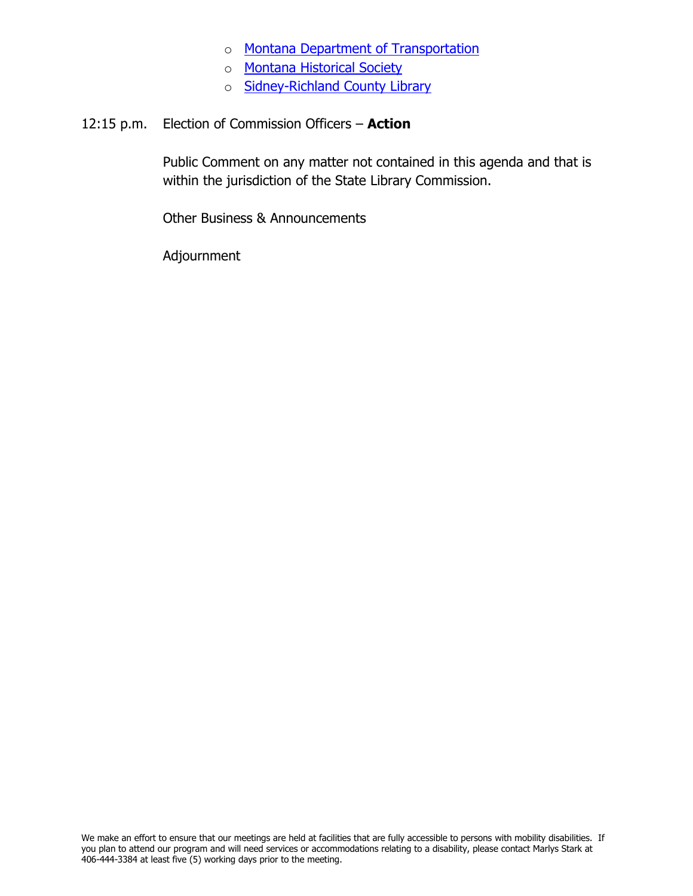- Montana Department of Transportation
- Montana Historical Society
- Sidney-Richland County Library

12:15 p.m. Election of Commission Officers – **Action**

Public Comment on any matter not contained in this agenda and that is within the jurisdiction of the State Library Commission.

Other Business & Announcements

Adjournment

We make an effort to ensure that our meetings are held at facilities that are fully accessible to persons with mobility disabilities. If you plan to attend our program and will need services or accommodations relating to a disability, please contact Marlys Stark at 406-444-3384 at least five (5) working days prior to the meeting.